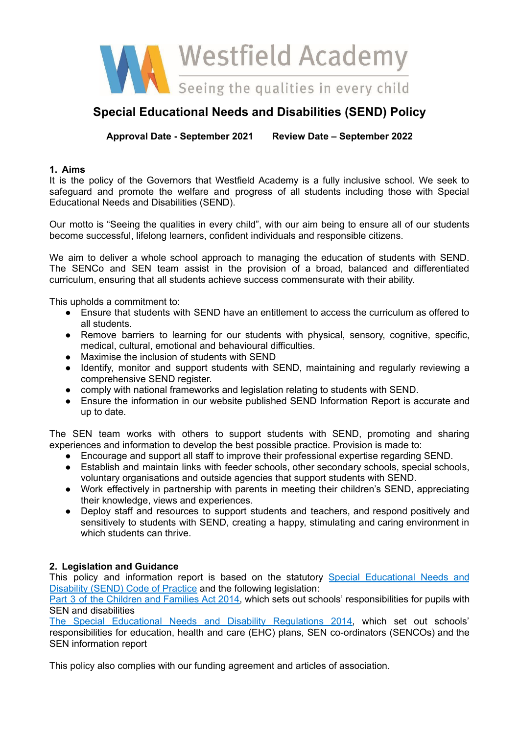# Westfield Academy

Seeing the qualities in every child

## Special Educational Needs and Disabilities (SEND) Policy

**Approval Date - September 2021 Review Date – September 2022**

### 1. Aims

It is the policy of the Governors that Westfield Academy is a fully inclusive school. We seek to safeguard and promote the welfare and progress of all students including those with Special Educational Needs and Disabilities (SEND).

Our motto is "Seeing the qualities in every child", with our aim being to ensure all of our students become successful, lifelong learners, confident individuals and responsible citizens.

We aim to deliver a whole school approach to managing the education of students with SEND. The SENCo and SEN team assist in the provision of a broad, balanced and differentiated curriculum, ensuring that all students achieve success commensurate with their ability.

This upholds a commitment to:

- Ensure that students with SEND have an entitlement to access the curriculum as offered to all students.
- Remove barriers to learning for our students with physical, sensory, cognitive, specific, medical, cultural, emotional and behavioural difficulties.
- Maximise the inclusion of students with SEND
- Identify, monitor and support students with SEND, maintaining and regularly reviewing a comprehensive SEND register.
- comply with national frameworks and legislation relating to students with SEND.
- Ensure the information in our website published SEND Information Report is accurate and up to date.

The SEN team works with others to support students with SEND, promoting and sharing experiences and information to develop the best possible practice. Provision is made to:

- Encourage and support all staff to improve their professional expertise regarding SEND.
- Establish and maintain links with feeder schools, other secondary schools, special schools, voluntary organisations and outside agencies that support students with SEND.
- Work effectively in partnership with parents in meeting their children's SEND, appreciating their knowledge, views and experiences.
- Deploy staff and resources to support students and teachers, and respond positively and sensitively to students with SEND, creating a happy, stimulating and caring environment in which students can thrive.

### 2. Legislation and Guidance

This policy and information report is based on the statutory Special Educational Needs and Disability (SEND) Code of Practice and the following legislation:

Part 3 of the Children and Families Act 2014, which sets out schools' responsibilities for pupils with SEN and disabilities

The Special Educational Needs and Disability Regulations 2014, which set out schools' responsibilities for education, health and care (EHC) plans, SEN co-ordinators (SENCOs) and the SEN information report

This policy also complies with our funding agreement and articles of association.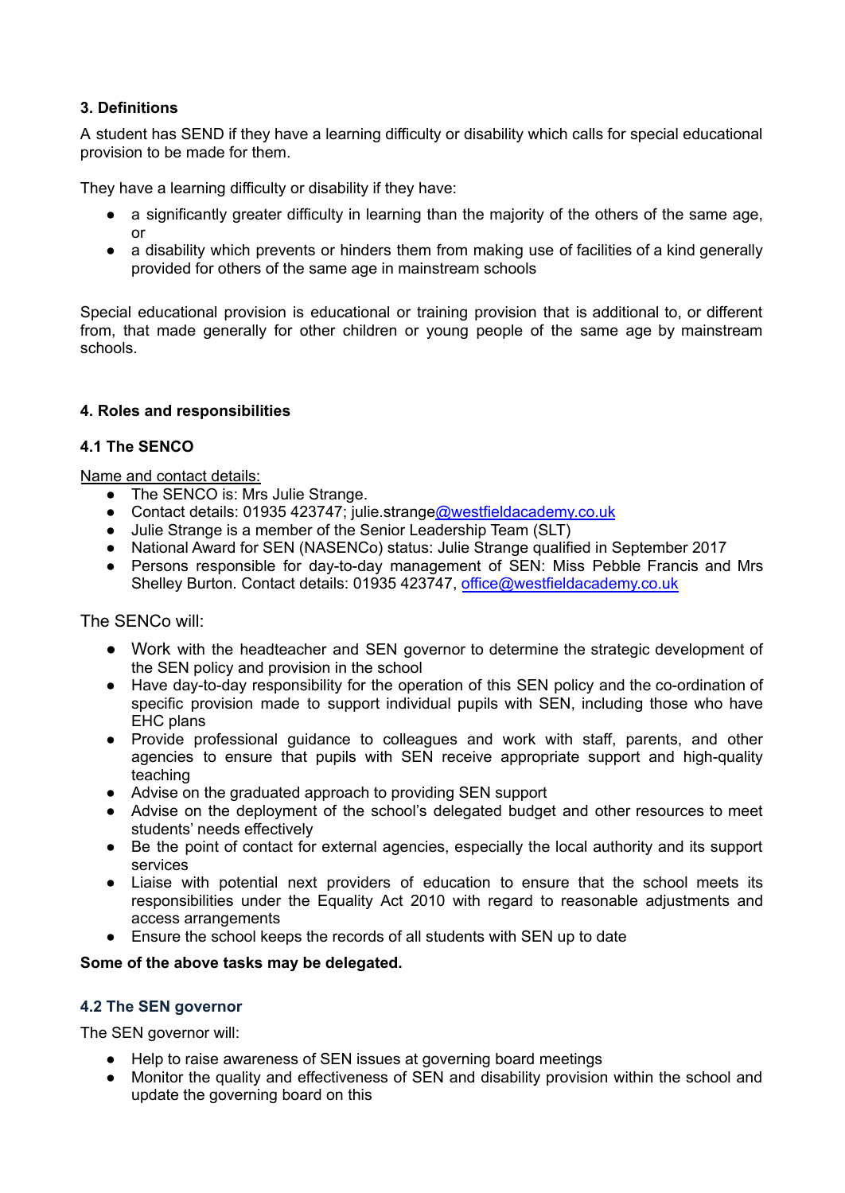### 3. Definitions

A student has SEND if they have a learning difficulty or disability which calls for special educational provision to be made for them.

They have a learning difficulty or disability if they have:

- a significantly greater difficulty in learning than the majority of the others of the same age, or
- a disability which prevents or hinders them from making use of facilities of a kind generally provided for others of the same age in mainstream schools

Special educational provision is educational or training provision that is additional to, or different from, that made generally for other children or young people of the same age by mainstream schools.

### 4. Roles and responsibilities

#### 4.1 The SENCO

Name and contact details:

- The SENCO is: Mrs Julie Strange.
- Contact details: 01935 423747; julie.strange@westfieldacademy.co.uk
- Julie Strange is a member of the Senior Leadership Team (SLT)
- National Award for SEN (NASENCo) status: Julie Strange qualified in September 2017
- Persons responsible for day-to-day management of SEN: Miss Pebble Francis and Mrs Shelley Burton. Contact details: 01935 423747, office@westfieldacademy.co.uk

The SENCo will:

- Work with the headteacher and SEN governor to determine the strategic development of the SEN policy and provision in the school
- Have day-to-day responsibility for the operation of this SEN policy and the co-ordination of specific provision made to support individual pupils with SEN, including those who have EHC plans
- Provide professional guidance to colleagues and work with staff, parents, and other agencies to ensure that pupils with SEN receive appropriate support and high-quality teaching
- Advise on the graduated approach to providing SEN support
- Advise on the deployment of the school's delegated budget and other resources to meet students' needs effectively
- Be the point of contact for external agencies, especially the local authority and its support services
- Liaise with potential next providers of education to ensure that the school meets its responsibilities under the Equality Act 2010 with regard to reasonable adjustments and access arrangements
- Ensure the school keeps the records of all students with SEN up to date

**Some of the above tasks may be delegated.**

#### 4.2 The SEN governor

The SEN governor will:

- Help to raise awareness of SEN issues at governing board meetings
- Monitor the quality and effectiveness of SEN and disability provision within the school and update the governing board on this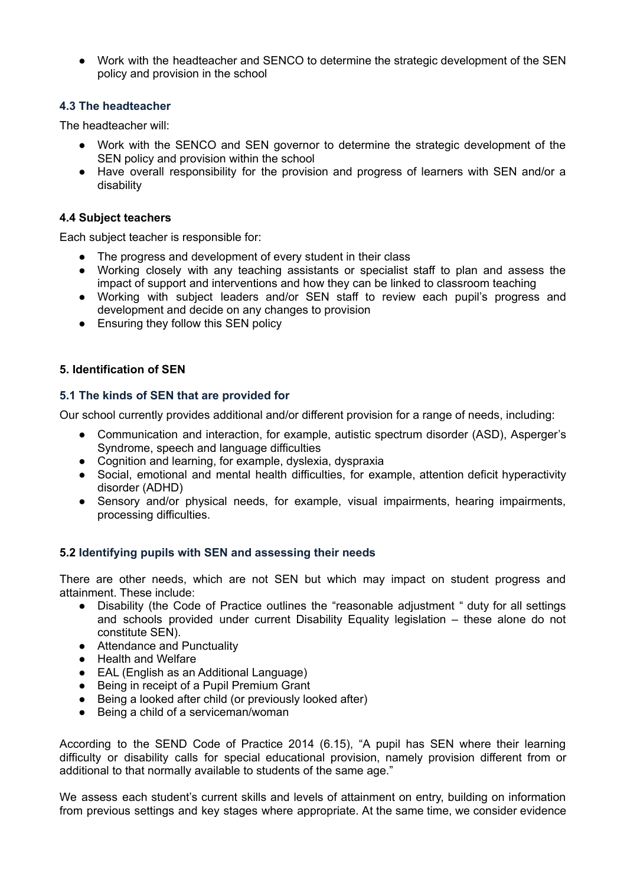- Work with the headteacher and SENCO to determine the strategic development of the SEN policy and provision in the school

### 4.3 The headteacher

The headteacher will:

- Work with the SENCO and SEN governor to determine the strategic development of the SEN policy and provision within the school
- Have overall responsibility for the provision and progress of learners with SEN and/or a disability

### 4.4 Subject teachers

Each subject teacher is responsible for:

- The progress and development of every student in their class
- Working closely with any teaching assistants or specialist staff to plan and assess the impact of support and interventions and how they can be linked to classroom teaching
- Working with subject leaders and/or SEN staff to review each pupil's progress and development and decide on any changes to provision
- Ensuring they follow this SEN policy

## 5. Identification of SEN

### 5.1 The kinds of SEN that are provided for

Our school currently provides additional and/or different provision for a range of needs, including:

- Communication and interaction, for example, autistic spectrum disorder (ASD), Asperger's Syndrome, speech and language difficulties
- Cognition and learning, for example, dyslexia, dyspraxia
- Social, emotional and mental health difficulties, for example, attention deficit hyperactivity disorder (ADHD)
- Sensory and/or physical needs, for example, visual impairments, hearing impairments, processing difficulties.

### 5.2 Identifying pupils with SEN and assessing their needs

There are other needs, which are not SEN but which may impact on student progress and attainment. These include:

- Disability (the Code of Practice outlines the "reasonable adjustment " duty for all settings and schools provided under current Disability Equality legislation – these alone do not constitute SEN).
- Attendance and Punctuality
- Health and Welfare
- EAL (English as an Additional Language)
- Being in receipt of a Pupil Premium Grant
- Being a looked after child (or previously looked after)
- Being a child of a serviceman/woman

According to the SEND Code of Practice 2014 (6.15), "A pupil has SEN where their learning difficulty or disability calls for special educational provision, namely provision different from or additional to that normally available to students of the same age."

We assess each student's current skills and levels of attainment on entry, building on information from previous settings and key stages where appropriate. At the same time, we consider evidence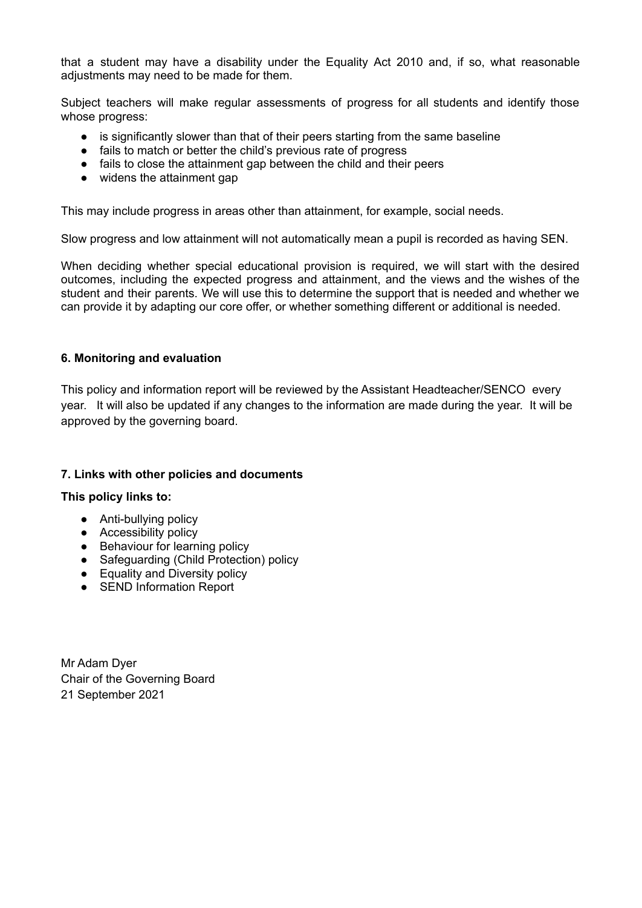that a student may have a disability under the Equality Act 2010 and, if so, what reasonable adjustments may need to be made for them.

Subject teachers will make regular assessments of progress for all students and identify those whose progress:

- is significantly slower than that of their peers starting from the same baseline
- fails to match or better the child's previous rate of progress
- fails to close the attainment gap between the child and their peers
- widens the attainment gap

This may include progress in areas other than attainment, for example, social needs.

Slow progress and low attainment will not automatically mean a pupil is recorded as having SEN.

When deciding whether special educational provision is required, we will start with the desired outcomes, including the expected progress and attainment, and the views and the wishes of the student and their parents. We will use this to determine the support that is needed and whether we can provide it by adapting our core offer, or whether something different or additional is needed.

### 6. Monitoring and evaluation

This policy and information report will be reviewed by the Assistant Headteacher/SENCO every year. It will also be updated if any changes to the information are made during the year. It will be approved by the governing board.

### 7. Links with other policies and documents

**This policy links to:**

- Anti-bullying policy
- Accessibility policy
- Behaviour for learning policy
- Safeguarding (Child Protection) policy
- Equality and Diversity policy
- SEND Information Report

Mr Adam Dyer
Chair of the Governing Board
21 September 2021